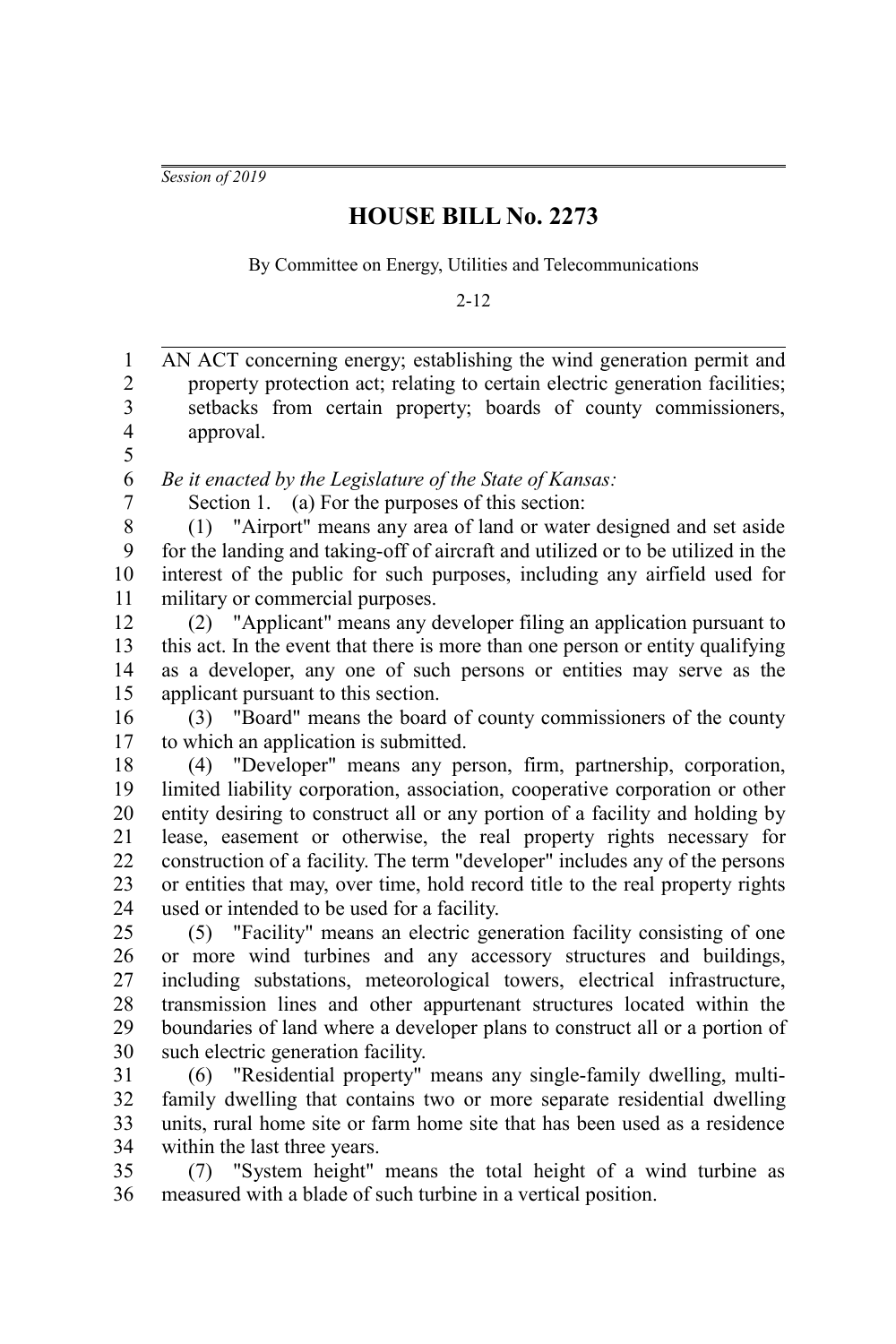*Session of 2019*

# HOUSE BILL No. 2273

By Committee on Energy, Utilities and Telecommunications

2-12

AN ACT concerning energy; establishing the wind generation permit and property protection act; relating to certain electric generation facilities; setbacks from certain property; boards of county commissioners, approval.

*Be it enacted by the Legislature of the State of Kansas:*

Section 1. (a) For the purposes of this section:

(1) "Airport" means any area of land or water designed and set aside for the landing and taking-off of aircraft and utilized or to be utilized in the interest of the public for such purposes, including any airfield used for military or commercial purposes.

(2) "Applicant" means any developer filing an application pursuant to this act. In the event that there is more than one person or entity qualifying as a developer, any one of such persons or entities may serve as the applicant pursuant to this section.

(3) "Board" means the board of county commissioners of the county to which an application is submitted.

(4) "Developer" means any person, firm, partnership, corporation, limited liability corporation, association, cooperative corporation or other entity desiring to construct all or any portion of a facility and holding by lease, easement or otherwise, the real property rights necessary for construction of a facility. The term "developer" includes any of the persons or entities that may, over time, hold record title to the real property rights used or intended to be used for a facility.

(5) "Facility" means an electric generation facility consisting of one or more wind turbines and any accessory structures and buildings, including substations, meteorological towers, electrical infrastructure, transmission lines and other appurtenant structures located within the boundaries of land where a developer plans to construct all or a portion of such electric generation facility.

(6) "Residential property" means any single-family dwelling, multi-family dwelling that contains two or more separate residential dwelling units, rural home site or farm home site that has been used as a residence within the last three years.

(7) "System height" means the total height of a wind turbine as measured with a blade of such turbine in a vertical position.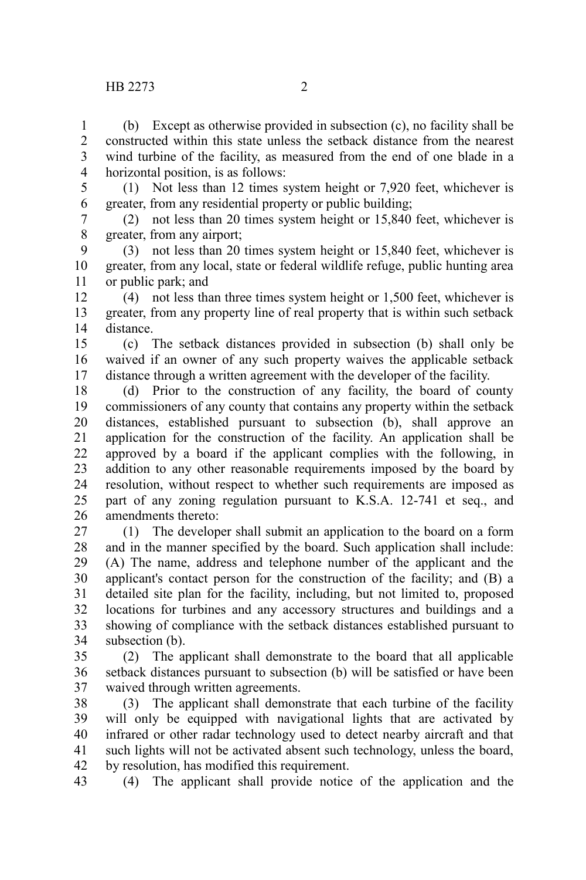(b) Except as otherwise provided in subsection (c), no facility shall be constructed within this state unless the setback distance from the nearest wind turbine of the facility, as measured from the end of one blade in a horizontal position, is as follows:

(1) Not less than 12 times system height or 7,920 feet, whichever is greater, from any residential property or public building;

(2) not less than 20 times system height or 15,840 feet, whichever is greater, from any airport;

(3) not less than 20 times system height or 15,840 feet, whichever is greater, from any local, state or federal wildlife refuge, public hunting area or public park; and

(4) not less than three times system height or 1,500 feet, whichever is greater, from any property line of real property that is within such setback distance.

(c) The setback distances provided in subsection (b) shall only be waived if an owner of any such property waives the applicable setback distance through a written agreement with the developer of the facility.

(d) Prior to the construction of any facility, the board of county commissioners of any county that contains any property within the setback distances, established pursuant to subsection (b), shall approve an application for the construction of the facility. An application shall be approved by a board if the applicant complies with the following, in addition to any other reasonable requirements imposed by the board by resolution, without respect to whether such requirements are imposed as part of any zoning regulation pursuant to K.S.A. 12-741 et seq., and amendments thereto:

(1) The developer shall submit an application to the board on a form and in the manner specified by the board. Such application shall include: (A) The name, address and telephone number of the applicant and the applicant's contact person for the construction of the facility; and (B) a detailed site plan for the facility, including, but not limited to, proposed locations for turbines and any accessory structures and buildings and a showing of compliance with the setback distances established pursuant to subsection (b).

(2) The applicant shall demonstrate to the board that all applicable setback distances pursuant to subsection (b) will be satisfied or have been waived through written agreements.

(3) The applicant shall demonstrate that each turbine of the facility will only be equipped with navigational lights that are activated by infrared or other radar technology used to detect nearby aircraft and that such lights will not be activated absent such technology, unless the board, by resolution, has modified this requirement.

(4) The applicant shall provide notice of the application and the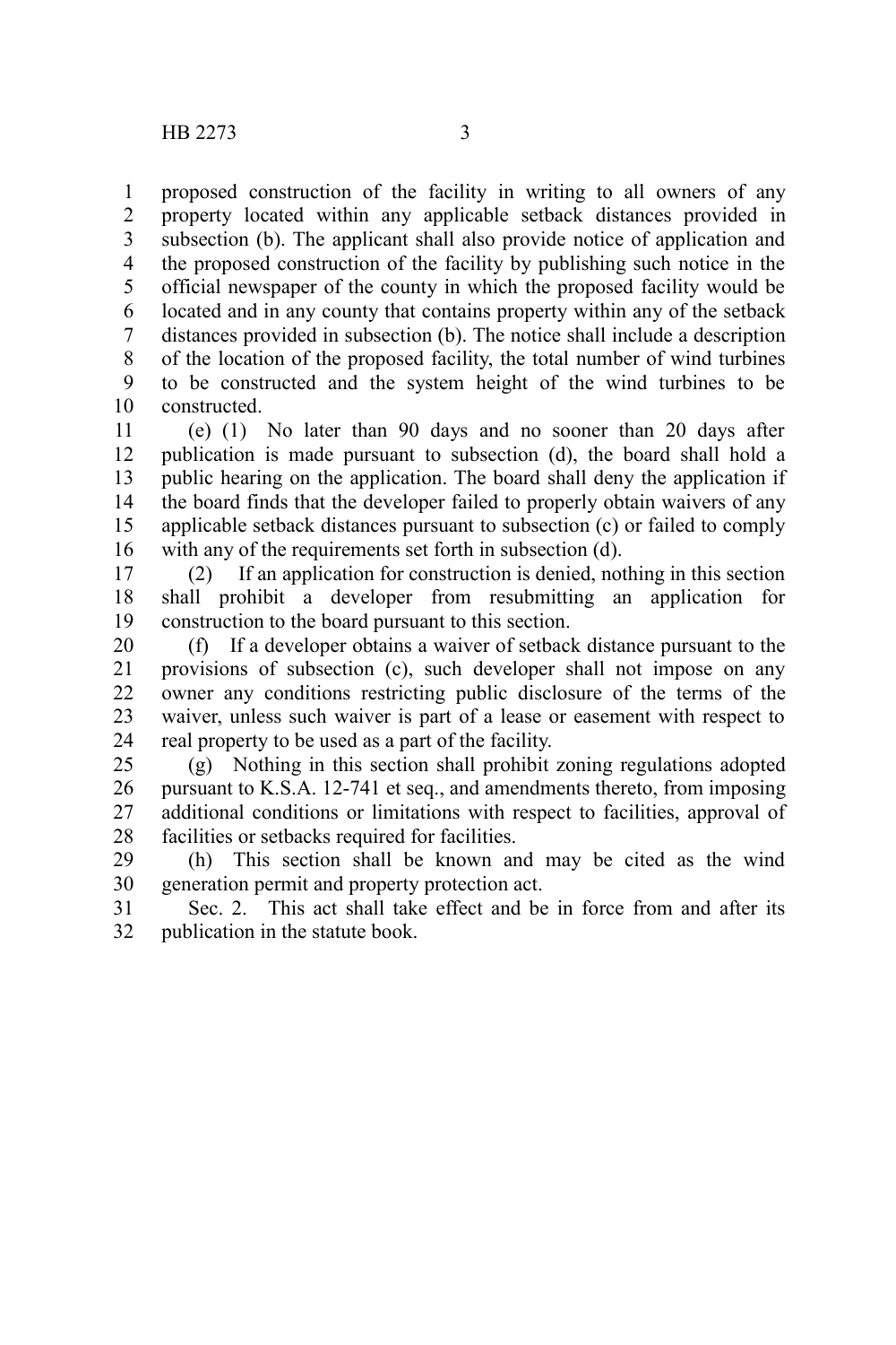proposed construction of the facility in writing to all owners of any property located within any applicable setback distances provided in subsection (b). The applicant shall also provide notice of application and the proposed construction of the facility by publishing such notice in the official newspaper of the county in which the proposed facility would be located and in any county that contains property within any of the setback distances provided in subsection (b). The notice shall include a description of the location of the proposed facility, the total number of wind turbines to be constructed and the system height of the wind turbines to be constructed.

(e) (1) No later than 90 days and no sooner than 20 days after publication is made pursuant to subsection (d), the board shall hold a public hearing on the application. The board shall deny the application if the board finds that the developer failed to properly obtain waivers of any applicable setback distances pursuant to subsection (c) or failed to comply with any of the requirements set forth in subsection (d).

(2) If an application for construction is denied, nothing in this section shall prohibit a developer from resubmitting an application for construction to the board pursuant to this section.

(f) If a developer obtains a waiver of setback distance pursuant to the provisions of subsection (c), such developer shall not impose on any owner any conditions restricting public disclosure of the terms of the waiver, unless such waiver is part of a lease or easement with respect to real property to be used as a part of the facility.

(g) Nothing in this section shall prohibit zoning regulations adopted pursuant to K.S.A. 12-741 et seq., and amendments thereto, from imposing additional conditions or limitations with respect to facilities, approval of facilities or setbacks required for facilities.

(h) This section shall be known and may be cited as the wind generation permit and property protection act.

Sec. 2. This act shall take effect and be in force from and after its publication in the statute book.